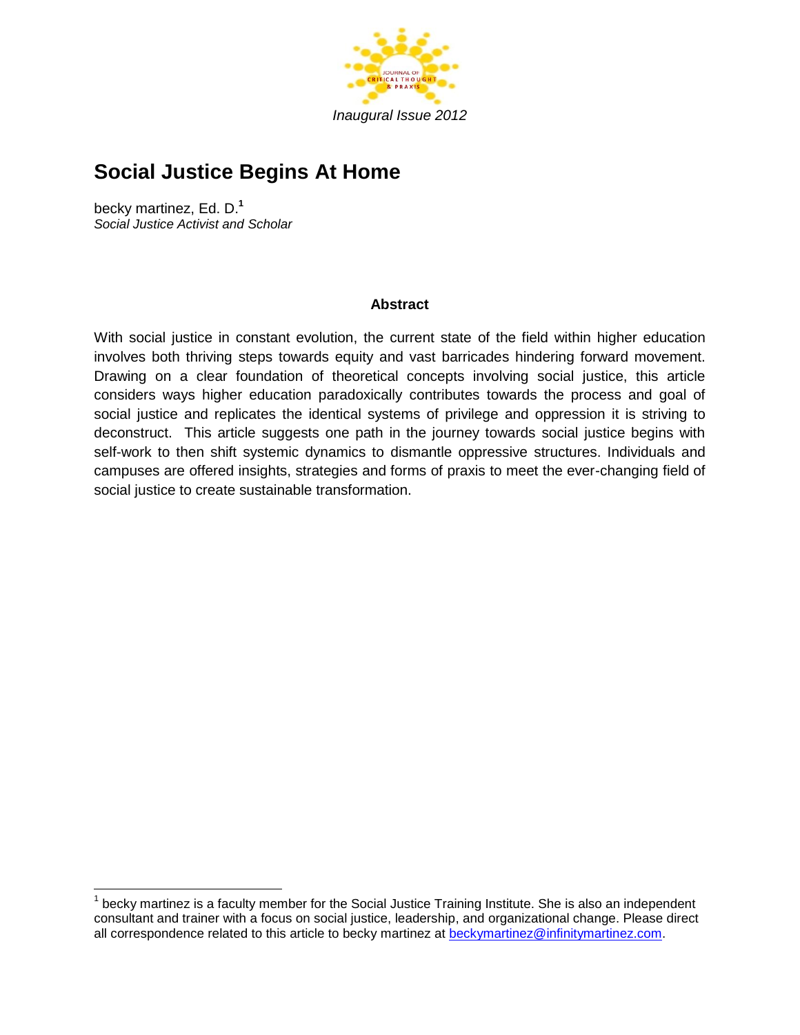Journal of Critical Thought & Praxis

*Inaugural Issue 2012*

# Social Justice Begins At Home

becky martinez, Ed. D.[1]
*Social Justice Activist and Scholar*

**Abstract**

With social justice in constant evolution, the current state of the field within higher education involves both thriving steps towards equity and vast barricades hindering forward movement. Drawing on a clear foundation of theoretical concepts involving social justice, this article considers ways higher education paradoxically contributes towards the process and goal of social justice and replicates the identical systems of privilege and oppression it is striving to deconstruct. This article suggests one path in the journey towards social justice begins with self-work to then shift systemic dynamics to dismantle oppressive structures. Individuals and campuses are offered insights, strategies and forms of praxis to meet the ever-changing field of social justice to create sustainable transformation.

---

[1] becky martinez is a faculty member for the Social Justice Training Institute. She is also an independent consultant and trainer with a focus on social justice, leadership, and organizational change. Please direct all correspondence related to this article to becky martinez at beckymartinez@infinitymartinez.com.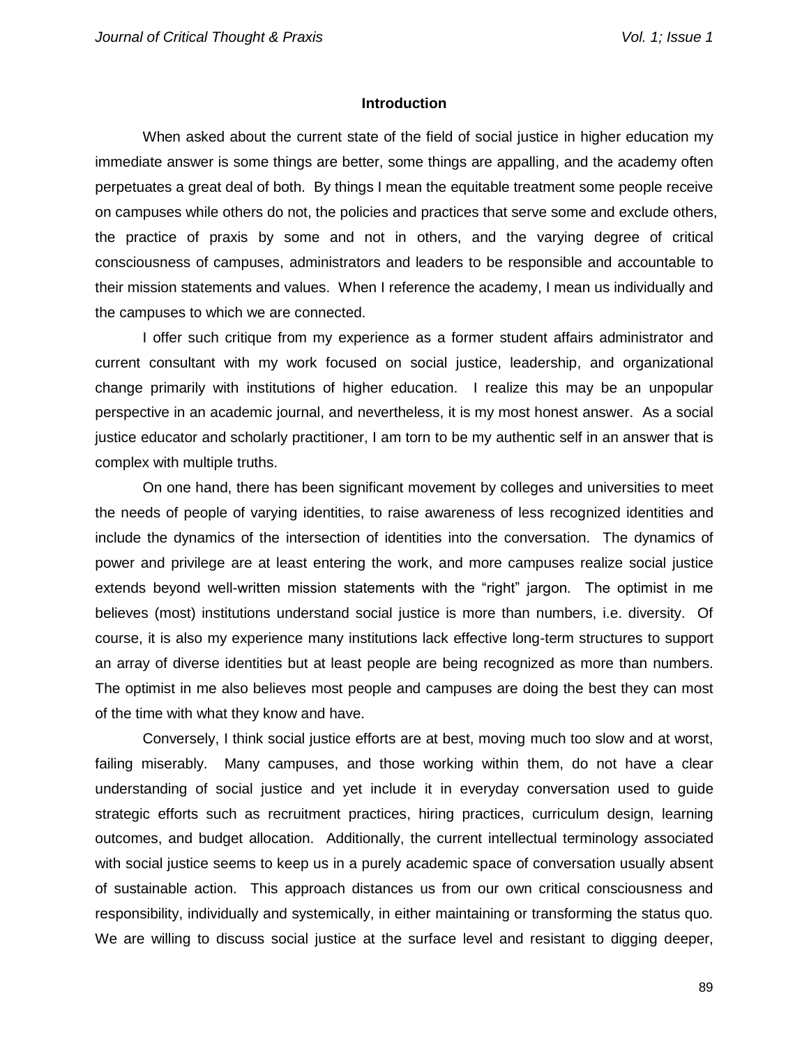## Introduction

When asked about the current state of the field of social justice in higher education my immediate answer is some things are better, some things are appalling, and the academy often perpetuates a great deal of both. By things I mean the equitable treatment some people receive on campuses while others do not, the policies and practices that serve some and exclude others, the practice of praxis by some and not in others, and the varying degree of critical consciousness of campuses, administrators and leaders to be responsible and accountable to their mission statements and values. When I reference the academy, I mean us individually and the campuses to which we are connected.

I offer such critique from my experience as a former student affairs administrator and current consultant with my work focused on social justice, leadership, and organizational change primarily with institutions of higher education. I realize this may be an unpopular perspective in an academic journal, and nevertheless, it is my most honest answer. As a social justice educator and scholarly practitioner, I am torn to be my authentic self in an answer that is complex with multiple truths.

On one hand, there has been significant movement by colleges and universities to meet the needs of people of varying identities, to raise awareness of less recognized identities and include the dynamics of the intersection of identities into the conversation. The dynamics of power and privilege are at least entering the work, and more campuses realize social justice extends beyond well-written mission statements with the "right" jargon. The optimist in me believes (most) institutions understand social justice is more than numbers, i.e. diversity. Of course, it is also my experience many institutions lack effective long-term structures to support an array of diverse identities but at least people are being recognized as more than numbers. The optimist in me also believes most people and campuses are doing the best they can most of the time with what they know and have.

Conversely, I think social justice efforts are at best, moving much too slow and at worst, failing miserably. Many campuses, and those working within them, do not have a clear understanding of social justice and yet include it in everyday conversation used to guide strategic efforts such as recruitment practices, hiring practices, curriculum design, learning outcomes, and budget allocation. Additionally, the current intellectual terminology associated with social justice seems to keep us in a purely academic space of conversation usually absent of sustainable action. This approach distances us from our own critical consciousness and responsibility, individually and systemically, in either maintaining or transforming the status quo. We are willing to discuss social justice at the surface level and resistant to digging deeper,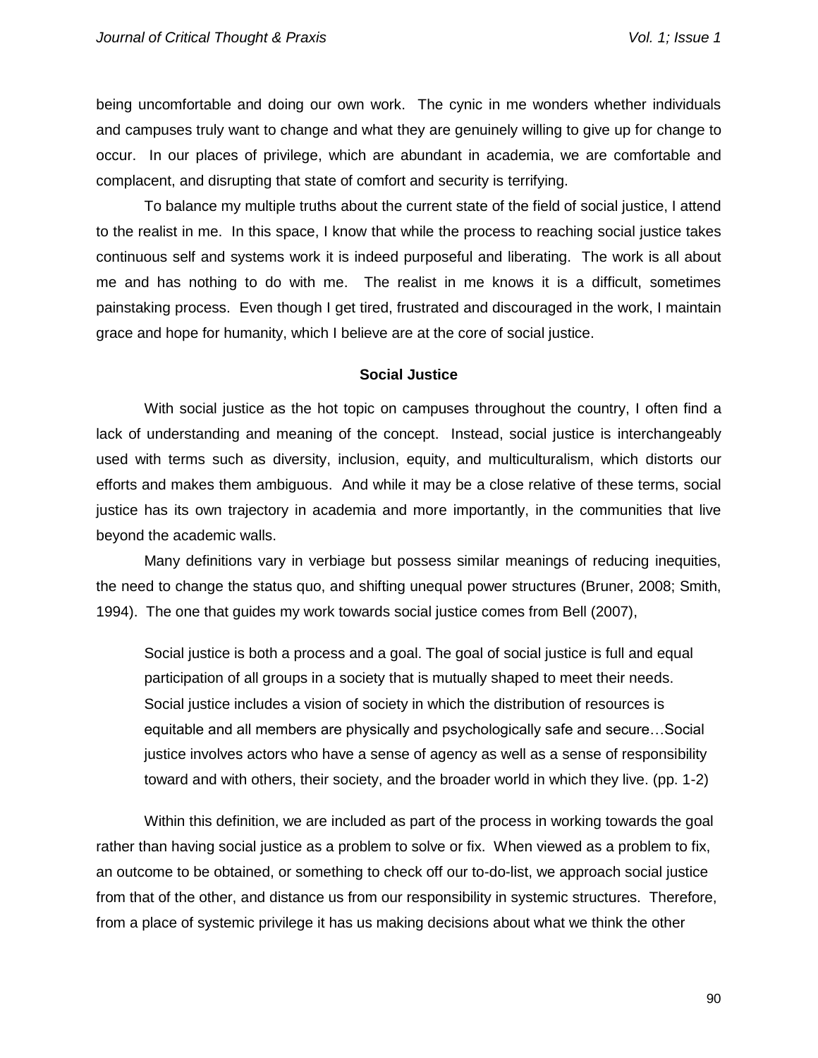being uncomfortable and doing our own work. The cynic in me wonders whether individuals and campuses truly want to change and what they are genuinely willing to give up for change to occur. In our places of privilege, which are abundant in academia, we are comfortable and complacent, and disrupting that state of comfort and security is terrifying.

To balance my multiple truths about the current state of the field of social justice, I attend to the realist in me. In this space, I know that while the process to reaching social justice takes continuous self and systems work it is indeed purposeful and liberating. The work is all about me and has nothing to do with me. The realist in me knows it is a difficult, sometimes painstaking process. Even though I get tired, frustrated and discouraged in the work, I maintain grace and hope for humanity, which I believe are at the core of social justice.

## Social Justice

With social justice as the hot topic on campuses throughout the country, I often find a lack of understanding and meaning of the concept. Instead, social justice is interchangeably used with terms such as diversity, inclusion, equity, and multiculturalism, which distorts our efforts and makes them ambiguous. And while it may be a close relative of these terms, social justice has its own trajectory in academia and more importantly, in the communities that live beyond the academic walls.

Many definitions vary in verbiage but possess similar meanings of reducing inequities, the need to change the status quo, and shifting unequal power structures (Bruner, 2008; Smith, 1994). The one that guides my work towards social justice comes from Bell (2007),

> Social justice is both a process and a goal. The goal of social justice is full and equal participation of all groups in a society that is mutually shaped to meet their needs. Social justice includes a vision of society in which the distribution of resources is equitable and all members are physically and psychologically safe and secure…Social justice involves actors who have a sense of agency as well as a sense of responsibility toward and with others, their society, and the broader world in which they live. (pp. 1-2)

Within this definition, we are included as part of the process in working towards the goal rather than having social justice as a problem to solve or fix. When viewed as a problem to fix, an outcome to be obtained, or something to check off our to-do-list, we approach social justice from that of the other, and distance us from our responsibility in systemic structures. Therefore, from a place of systemic privilege it has us making decisions about what we think the other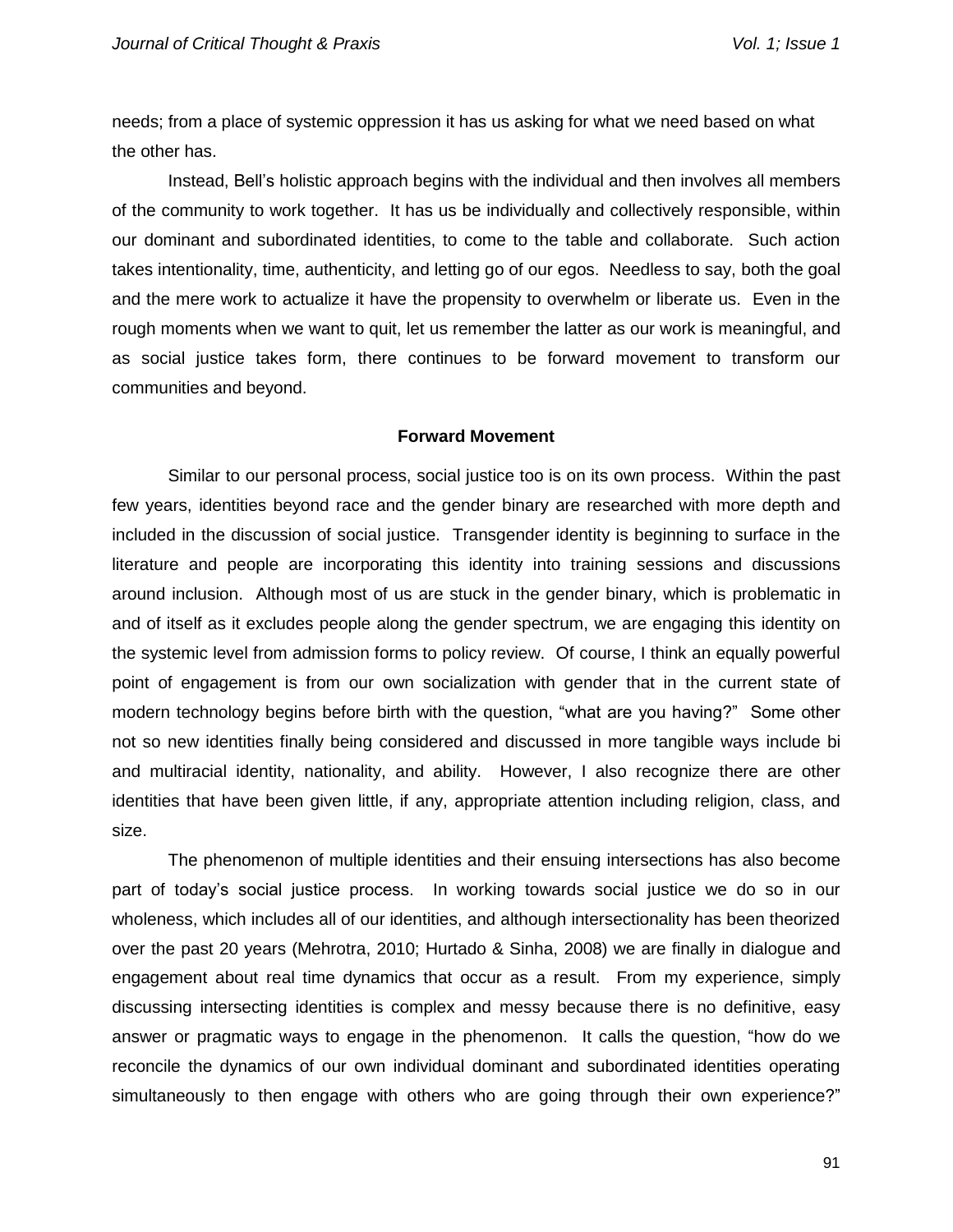needs; from a place of systemic oppression it has us asking for what we need based on what the other has.

Instead, Bell's holistic approach begins with the individual and then involves all members of the community to work together. It has us be individually and collectively responsible, within our dominant and subordinated identities, to come to the table and collaborate. Such action takes intentionality, time, authenticity, and letting go of our egos. Needless to say, both the goal and the mere work to actualize it have the propensity to overwhelm or liberate us. Even in the rough moments when we want to quit, let us remember the latter as our work is meaningful, and as social justice takes form, there continues to be forward movement to transform our communities and beyond.

## Forward Movement

Similar to our personal process, social justice too is on its own process. Within the past few years, identities beyond race and the gender binary are researched with more depth and included in the discussion of social justice. Transgender identity is beginning to surface in the literature and people are incorporating this identity into training sessions and discussions around inclusion. Although most of us are stuck in the gender binary, which is problematic in and of itself as it excludes people along the gender spectrum, we are engaging this identity on the systemic level from admission forms to policy review. Of course, I think an equally powerful point of engagement is from our own socialization with gender that in the current state of modern technology begins before birth with the question, "what are you having?" Some other not so new identities finally being considered and discussed in more tangible ways include bi and multiracial identity, nationality, and ability. However, I also recognize there are other identities that have been given little, if any, appropriate attention including religion, class, and size.

The phenomenon of multiple identities and their ensuing intersections has also become part of today's social justice process. In working towards social justice we do so in our wholeness, which includes all of our identities, and although intersectionality has been theorized over the past 20 years (Mehrotra, 2010; Hurtado & Sinha, 2008) we are finally in dialogue and engagement about real time dynamics that occur as a result. From my experience, simply discussing intersecting identities is complex and messy because there is no definitive, easy answer or pragmatic ways to engage in the phenomenon. It calls the question, "how do we reconcile the dynamics of our own individual dominant and subordinated identities operating simultaneously to then engage with others who are going through their own experience?"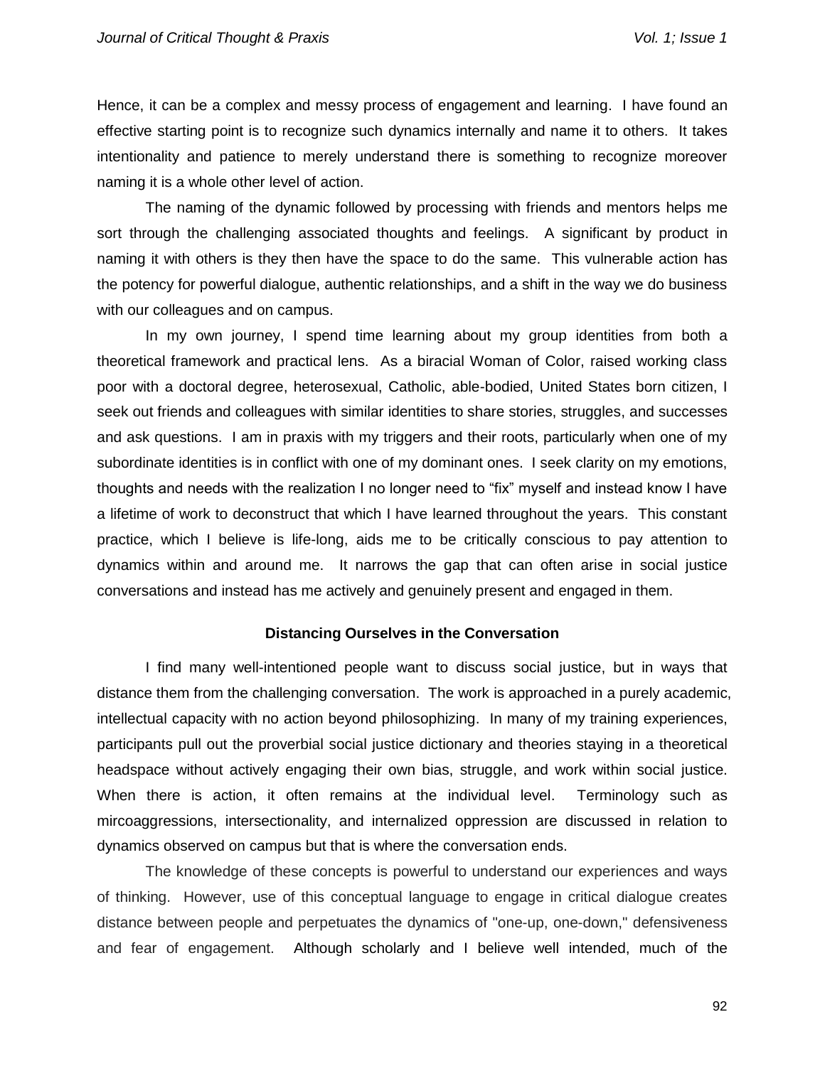Hence, it can be a complex and messy process of engagement and learning. I have found an effective starting point is to recognize such dynamics internally and name it to others. It takes intentionality and patience to merely understand there is something to recognize moreover naming it is a whole other level of action.

The naming of the dynamic followed by processing with friends and mentors helps me sort through the challenging associated thoughts and feelings. A significant by product in naming it with others is they then have the space to do the same. This vulnerable action has the potency for powerful dialogue, authentic relationships, and a shift in the way we do business with our colleagues and on campus.

In my own journey, I spend time learning about my group identities from both a theoretical framework and practical lens. As a biracial Woman of Color, raised working class poor with a doctoral degree, heterosexual, Catholic, able-bodied, United States born citizen, I seek out friends and colleagues with similar identities to share stories, struggles, and successes and ask questions. I am in praxis with my triggers and their roots, particularly when one of my subordinate identities is in conflict with one of my dominant ones. I seek clarity on my emotions, thoughts and needs with the realization I no longer need to "fix" myself and instead know I have a lifetime of work to deconstruct that which I have learned throughout the years. This constant practice, which I believe is life-long, aids me to be critically conscious to pay attention to dynamics within and around me. It narrows the gap that can often arise in social justice conversations and instead has me actively and genuinely present and engaged in them.

## Distancing Ourselves in the Conversation

I find many well-intentioned people want to discuss social justice, but in ways that distance them from the challenging conversation. The work is approached in a purely academic, intellectual capacity with no action beyond philosophizing. In many of my training experiences, participants pull out the proverbial social justice dictionary and theories staying in a theoretical headspace without actively engaging their own bias, struggle, and work within social justice. When there is action, it often remains at the individual level. Terminology such as mircoaggressions, intersectionality, and internalized oppression are discussed in relation to dynamics observed on campus but that is where the conversation ends.

The knowledge of these concepts is powerful to understand our experiences and ways of thinking. However, use of this conceptual language to engage in critical dialogue creates distance between people and perpetuates the dynamics of "one-up, one-down," defensiveness and fear of engagement. Although scholarly and I believe well intended, much of the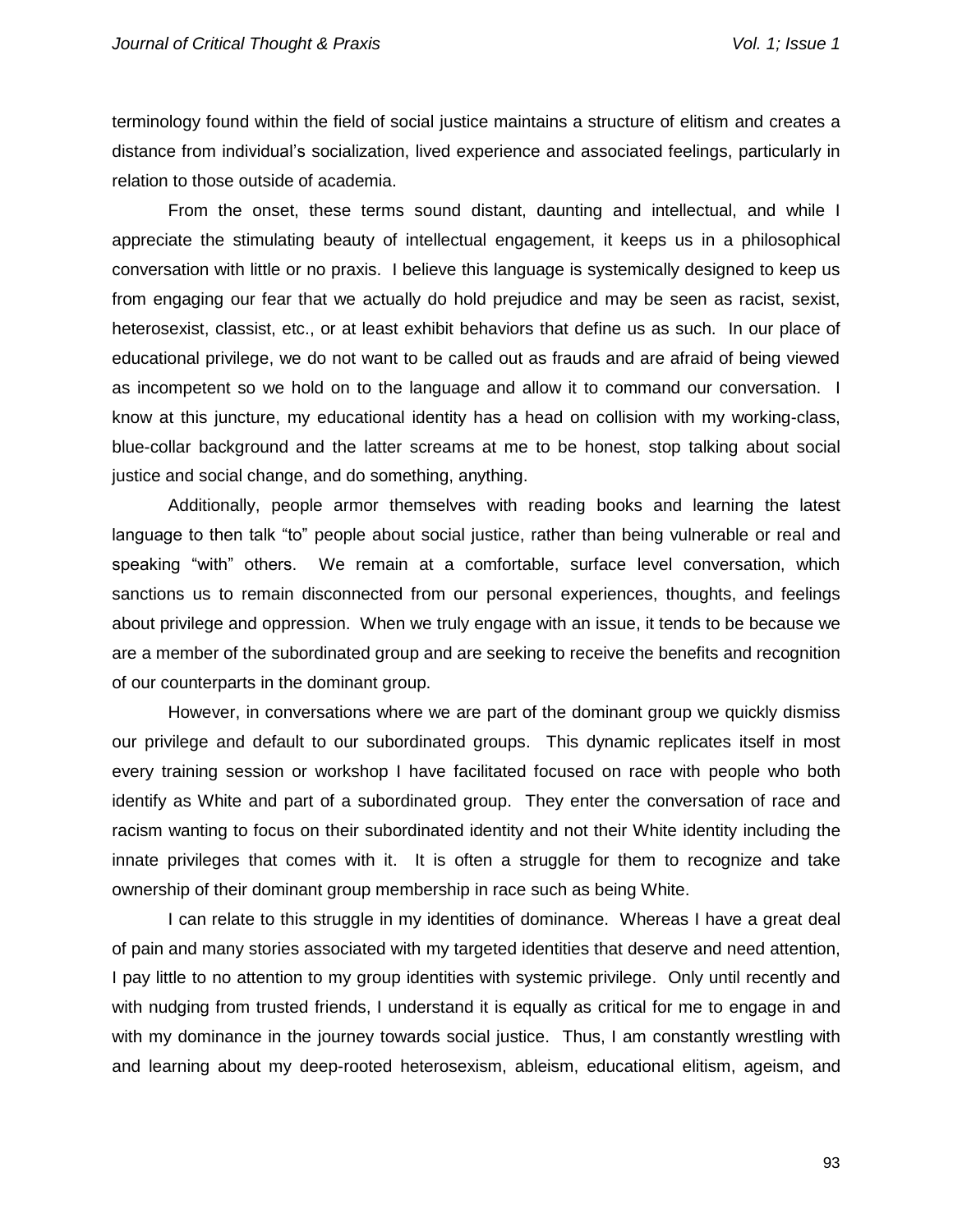terminology found within the field of social justice maintains a structure of elitism and creates a distance from individual's socialization, lived experience and associated feelings, particularly in relation to those outside of academia.

From the onset, these terms sound distant, daunting and intellectual, and while I appreciate the stimulating beauty of intellectual engagement, it keeps us in a philosophical conversation with little or no praxis. I believe this language is systemically designed to keep us from engaging our fear that we actually do hold prejudice and may be seen as racist, sexist, heterosexist, classist, etc., or at least exhibit behaviors that define us as such. In our place of educational privilege, we do not want to be called out as frauds and are afraid of being viewed as incompetent so we hold on to the language and allow it to command our conversation. I know at this juncture, my educational identity has a head on collision with my working-class, blue-collar background and the latter screams at me to be honest, stop talking about social justice and social change, and do something, anything.

Additionally, people armor themselves with reading books and learning the latest language to then talk "to" people about social justice, rather than being vulnerable or real and speaking "with" others. We remain at a comfortable, surface level conversation, which sanctions us to remain disconnected from our personal experiences, thoughts, and feelings about privilege and oppression. When we truly engage with an issue, it tends to be because we are a member of the subordinated group and are seeking to receive the benefits and recognition of our counterparts in the dominant group.

However, in conversations where we are part of the dominant group we quickly dismiss our privilege and default to our subordinated groups. This dynamic replicates itself in most every training session or workshop I have facilitated focused on race with people who both identify as White and part of a subordinated group. They enter the conversation of race and racism wanting to focus on their subordinated identity and not their White identity including the innate privileges that comes with it. It is often a struggle for them to recognize and take ownership of their dominant group membership in race such as being White.

I can relate to this struggle in my identities of dominance. Whereas I have a great deal of pain and many stories associated with my targeted identities that deserve and need attention, I pay little to no attention to my group identities with systemic privilege. Only until recently and with nudging from trusted friends, I understand it is equally as critical for me to engage in and with my dominance in the journey towards social justice. Thus, I am constantly wrestling with and learning about my deep-rooted heterosexism, ableism, educational elitism, ageism, and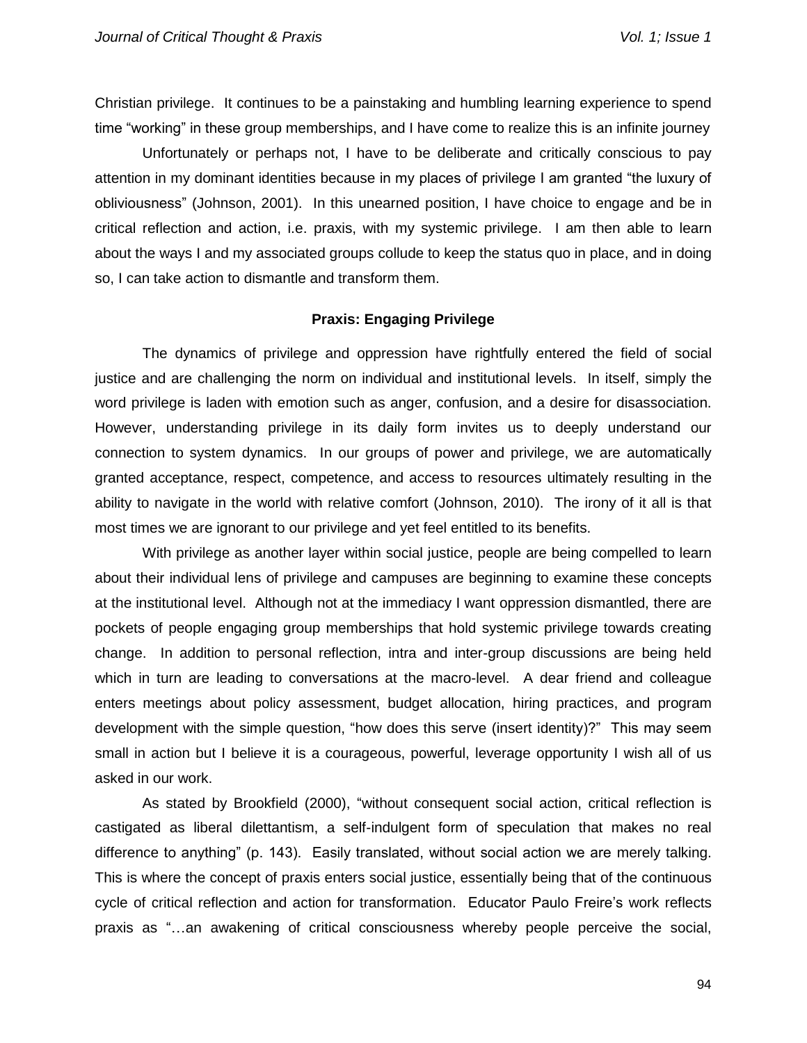Christian privilege. It continues to be a painstaking and humbling learning experience to spend time "working" in these group memberships, and I have come to realize this is an infinite journey

Unfortunately or perhaps not, I have to be deliberate and critically conscious to pay attention in my dominant identities because in my places of privilege I am granted "the luxury of obliviousness" (Johnson, 2001). In this unearned position, I have choice to engage and be in critical reflection and action, i.e. praxis, with my systemic privilege. I am then able to learn about the ways I and my associated groups collude to keep the status quo in place, and in doing so, I can take action to dismantle and transform them.

## Praxis: Engaging Privilege

The dynamics of privilege and oppression have rightfully entered the field of social justice and are challenging the norm on individual and institutional levels. In itself, simply the word privilege is laden with emotion such as anger, confusion, and a desire for disassociation. However, understanding privilege in its daily form invites us to deeply understand our connection to system dynamics. In our groups of power and privilege, we are automatically granted acceptance, respect, competence, and access to resources ultimately resulting in the ability to navigate in the world with relative comfort (Johnson, 2010). The irony of it all is that most times we are ignorant to our privilege and yet feel entitled to its benefits.

With privilege as another layer within social justice, people are being compelled to learn about their individual lens of privilege and campuses are beginning to examine these concepts at the institutional level. Although not at the immediacy I want oppression dismantled, there are pockets of people engaging group memberships that hold systemic privilege towards creating change. In addition to personal reflection, intra and inter-group discussions are being held which in turn are leading to conversations at the macro-level. A dear friend and colleague enters meetings about policy assessment, budget allocation, hiring practices, and program development with the simple question, "how does this serve (insert identity)?" This may seem small in action but I believe it is a courageous, powerful, leverage opportunity I wish all of us asked in our work.

As stated by Brookfield (2000), "without consequent social action, critical reflection is castigated as liberal dilettantism, a self-indulgent form of speculation that makes no real difference to anything" (p. 143). Easily translated, without social action we are merely talking. This is where the concept of praxis enters social justice, essentially being that of the continuous cycle of critical reflection and action for transformation. Educator Paulo Freire's work reflects praxis as "…an awakening of critical consciousness whereby people perceive the social,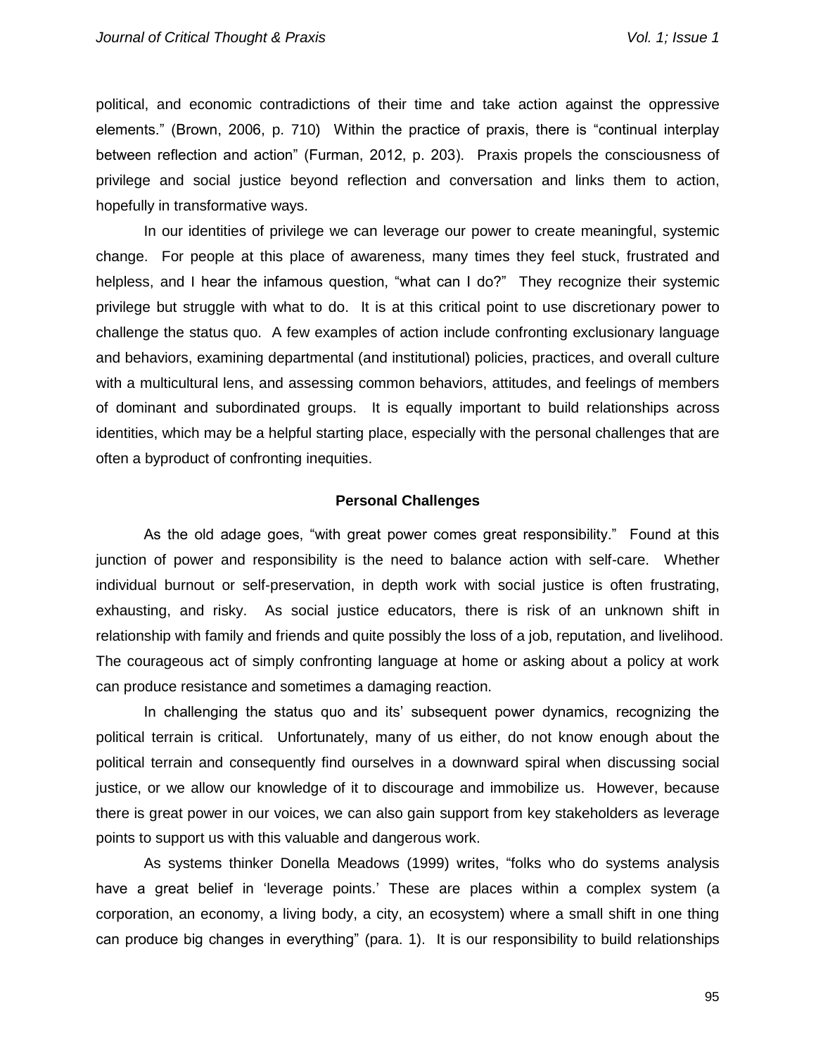political, and economic contradictions of their time and take action against the oppressive elements." (Brown, 2006, p. 710) Within the practice of praxis, there is "continual interplay between reflection and action" (Furman, 2012, p. 203). Praxis propels the consciousness of privilege and social justice beyond reflection and conversation and links them to action, hopefully in transformative ways.

In our identities of privilege we can leverage our power to create meaningful, systemic change. For people at this place of awareness, many times they feel stuck, frustrated and helpless, and I hear the infamous question, "what can I do?" They recognize their systemic privilege but struggle with what to do. It is at this critical point to use discretionary power to challenge the status quo. A few examples of action include confronting exclusionary language and behaviors, examining departmental (and institutional) policies, practices, and overall culture with a multicultural lens, and assessing common behaviors, attitudes, and feelings of members of dominant and subordinated groups. It is equally important to build relationships across identities, which may be a helpful starting place, especially with the personal challenges that are often a byproduct of confronting inequities.

## Personal Challenges

As the old adage goes, "with great power comes great responsibility." Found at this junction of power and responsibility is the need to balance action with self-care. Whether individual burnout or self-preservation, in depth work with social justice is often frustrating, exhausting, and risky. As social justice educators, there is risk of an unknown shift in relationship with family and friends and quite possibly the loss of a job, reputation, and livelihood. The courageous act of simply confronting language at home or asking about a policy at work can produce resistance and sometimes a damaging reaction.

In challenging the status quo and its' subsequent power dynamics, recognizing the political terrain is critical. Unfortunately, many of us either, do not know enough about the political terrain and consequently find ourselves in a downward spiral when discussing social justice, or we allow our knowledge of it to discourage and immobilize us. However, because there is great power in our voices, we can also gain support from key stakeholders as leverage points to support us with this valuable and dangerous work.

As systems thinker Donella Meadows (1999) writes, "folks who do systems analysis have a great belief in 'leverage points.' These are places within a complex system (a corporation, an economy, a living body, a city, an ecosystem) where a small shift in one thing can produce big changes in everything" (para. 1). It is our responsibility to build relationships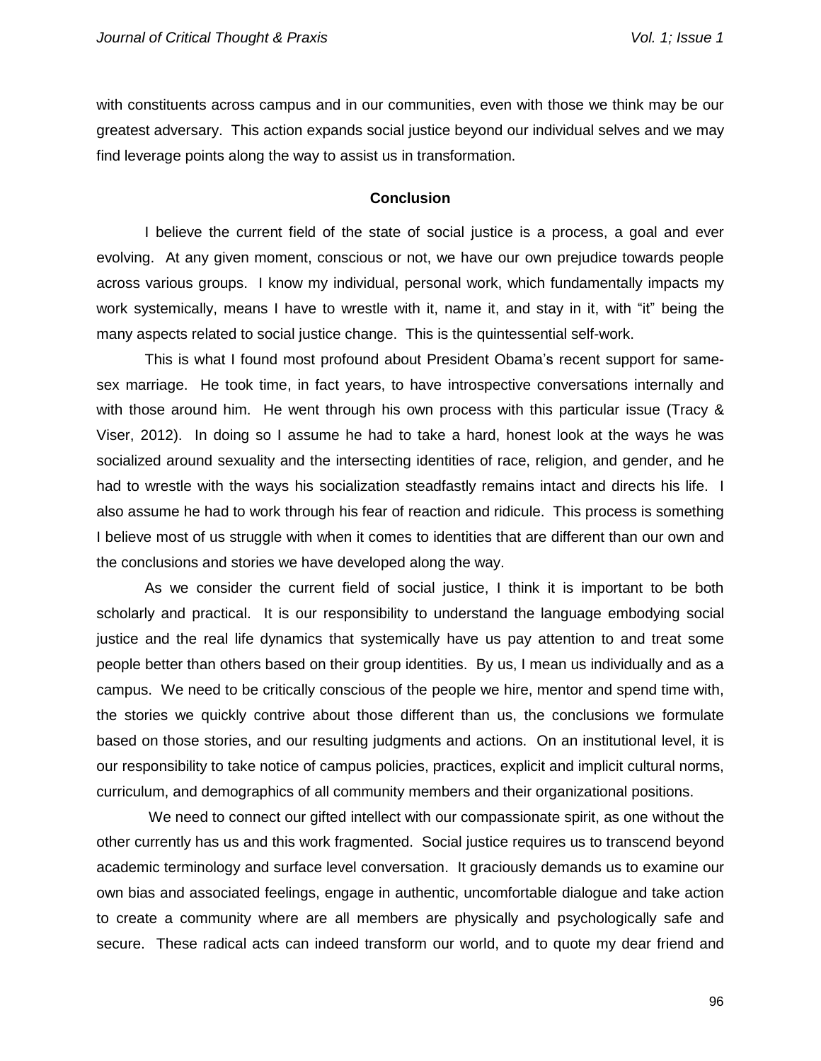with constituents across campus and in our communities, even with those we think may be our greatest adversary. This action expands social justice beyond our individual selves and we may find leverage points along the way to assist us in transformation.

## Conclusion

I believe the current field of the state of social justice is a process, a goal and ever evolving. At any given moment, conscious or not, we have our own prejudice towards people across various groups. I know my individual, personal work, which fundamentally impacts my work systemically, means I have to wrestle with it, name it, and stay in it, with "it" being the many aspects related to social justice change. This is the quintessential self-work.

This is what I found most profound about President Obama's recent support for same-sex marriage. He took time, in fact years, to have introspective conversations internally and with those around him. He went through his own process with this particular issue (Tracy & Viser, 2012). In doing so I assume he had to take a hard, honest look at the ways he was socialized around sexuality and the intersecting identities of race, religion, and gender, and he had to wrestle with the ways his socialization steadfastly remains intact and directs his life. I also assume he had to work through his fear of reaction and ridicule. This process is something I believe most of us struggle with when it comes to identities that are different than our own and the conclusions and stories we have developed along the way.

As we consider the current field of social justice, I think it is important to be both scholarly and practical. It is our responsibility to understand the language embodying social justice and the real life dynamics that systemically have us pay attention to and treat some people better than others based on their group identities. By us, I mean us individually and as a campus. We need to be critically conscious of the people we hire, mentor and spend time with, the stories we quickly contrive about those different than us, the conclusions we formulate based on those stories, and our resulting judgments and actions. On an institutional level, it is our responsibility to take notice of campus policies, practices, explicit and implicit cultural norms, curriculum, and demographics of all community members and their organizational positions.

We need to connect our gifted intellect with our compassionate spirit, as one without the other currently has us and this work fragmented. Social justice requires us to transcend beyond academic terminology and surface level conversation. It graciously demands us to examine our own bias and associated feelings, engage in authentic, uncomfortable dialogue and take action to create a community where are all members are physically and psychologically safe and secure. These radical acts can indeed transform our world, and to quote my dear friend and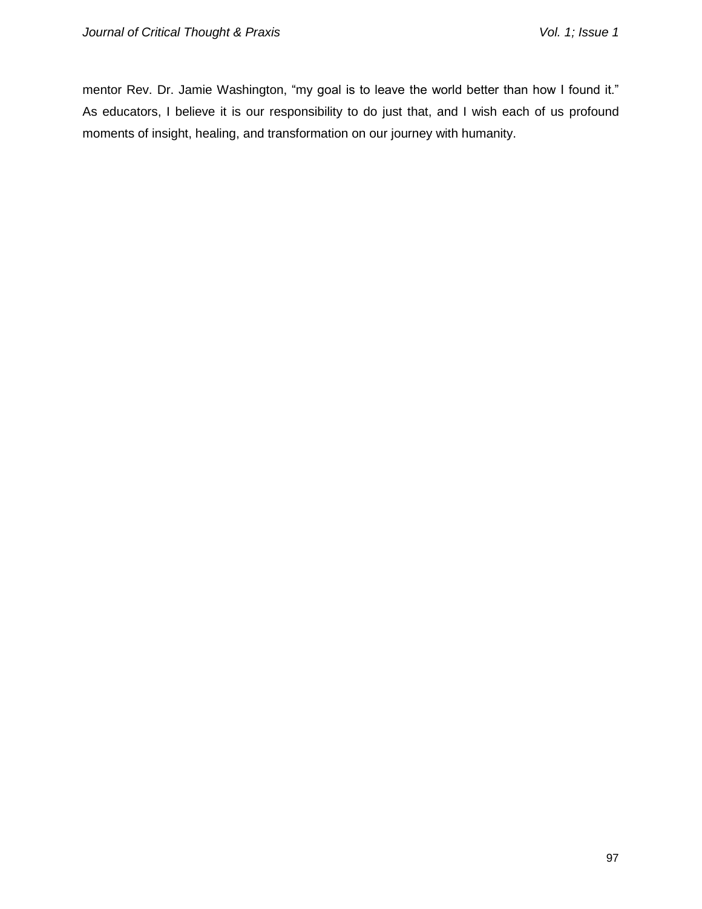mentor Rev. Dr. Jamie Washington, “my goal is to leave the world better than how I found it.” As educators, I believe it is our responsibility to do just that, and I wish each of us profound moments of insight, healing, and transformation on our journey with humanity.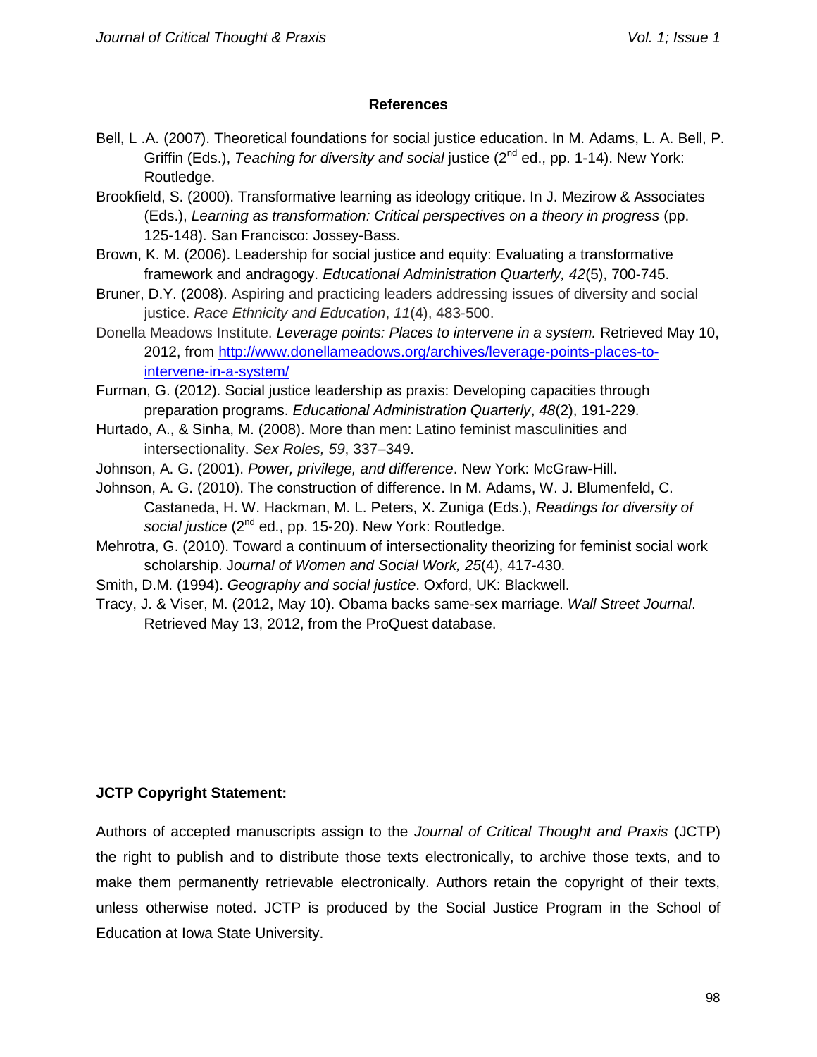## References

Bell, L .A. (2007). Theoretical foundations for social justice education. In M. Adams, L. A. Bell, P. Griffin (Eds.), *Teaching for diversity and social* justice (2nd ed., pp. 1-14). New York: Routledge.

Brookfield, S. (2000). Transformative learning as ideology critique. In J. Mezirow & Associates (Eds.), *Learning as transformation: Critical perspectives on a theory in progress* (pp. 125-148). San Francisco: Jossey-Bass.

Brown, K. M. (2006). Leadership for social justice and equity: Evaluating a transformative framework and andragogy. *Educational Administration Quarterly, 42*(5), 700-745.

Bruner, D.Y. (2008). Aspiring and practicing leaders addressing issues of diversity and social justice. *Race Ethnicity and Education*, *11*(4), 483-500.

Donella Meadows Institute. *Leverage points: Places to intervene in a system.* Retrieved May 10, 2012, from http://www.donellameadows.org/archives/leverage-points-places-to-intervene-in-a-system/

Furman, G. (2012). Social justice leadership as praxis: Developing capacities through preparation programs. *Educational Administration Quarterly*, *48*(2), 191-229.

Hurtado, A., & Sinha, M. (2008). More than men: Latino feminist masculinities and intersectionality. *Sex Roles, 59*, 337–349.

Johnson, A. G. (2001). *Power, privilege, and difference*. New York: McGraw-Hill.

Johnson, A. G. (2010). The construction of difference. In M. Adams, W. J. Blumenfeld, C. Castaneda, H. W. Hackman, M. L. Peters, X. Zuniga (Eds.), *Readings for diversity of social justice* (2nd ed., pp. 15-20). New York: Routledge.

Mehrotra, G. (2010). Toward a continuum of intersectionality theorizing for feminist social work scholarship. J*ournal of Women and Social Work, 25*(4), 417-430.

Smith, D.M. (1994). *Geography and social justice*. Oxford, UK: Blackwell.

Tracy, J. & Viser, M. (2012, May 10). Obama backs same-sex marriage. *Wall Street Journal*. Retrieved May 13, 2012, from the ProQuest database.

**JCTP Copyright Statement:**

Authors of accepted manuscripts assign to the *Journal of Critical Thought and Praxis* (JCTP) the right to publish and to distribute those texts electronically, to archive those texts, and to make them permanently retrievable electronically. Authors retain the copyright of their texts, unless otherwise noted. JCTP is produced by the Social Justice Program in the School of Education at Iowa State University.